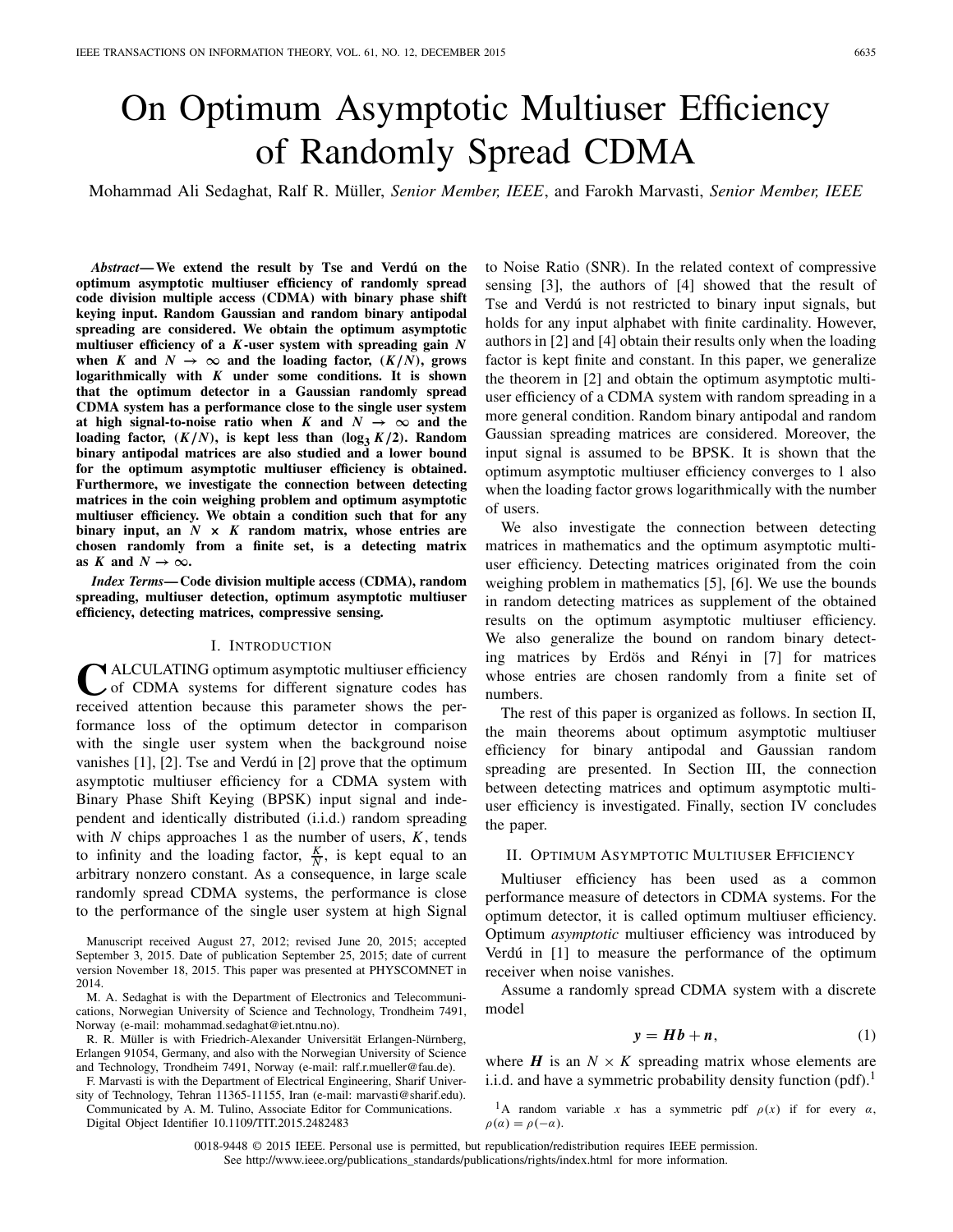# On Optimum Asymptotic Multiuser Efficiency of Randomly Spread CDMA

Mohammad Ali Sedaghat, Ralf R. Müller, *Senior Member, IEEE*, and Farokh Marvasti, *Senior Member, IEEE*

***Abstract*— We extend the result by Tse and Verdú on the optimum asymptotic multiuser efficiency of randomly spread code division multiple access (CDMA) with binary phase shift keying input. Random Gaussian and random binary antipodal spreading are considered. We obtain the optimum asymptotic multiuser efficiency of a $K$-user system with spreading gain $N$ when $K$ and $N \to \infty$ and the loading factor, $(K/N)$, grows logarithmically with $K$ under some conditions. It is shown that the optimum detector in a Gaussian randomly spread CDMA system has a performance close to the single user system at high signal-to-noise ratio when $K$ and $N \to \infty$ and the loading factor, $(K/N)$, is kept less than $(\log_3 K/2)$. Random binary antipodal matrices are also studied and a lower bound for the optimum asymptotic multiuser efficiency is obtained. Furthermore, we investigate the connection between detecting matrices in the coin weighing problem and optimum asymptotic multiuser efficiency. We obtain a condition such that for any binary input, an $N \times K$ random matrix, whose entries are chosen randomly from a finite set, is a detecting matrix as $K$ and $N \to \infty$.**

***Index Terms*— Code division multiple access (CDMA), random spreading, multiuser detection, optimum asymptotic multiuser efficiency, detecting matrices, compressive sensing.**

## I. Introduction

Calculating optimum asymptotic multiuser efficiency of CDMA systems for different signature codes has received attention because this parameter shows the performance loss of the optimum detector in comparison with the single user system when the background noise vanishes [1], [2]. Tse and Verdú in [2] prove that the optimum asymptotic multiuser efficiency for a CDMA system with Binary Phase Shift Keying (BPSK) input signal and independent and identically distributed (i.i.d.) random spreading with $N$ chips approaches 1 as the number of users, $K$, tends to infinity and the loading factor, $\frac{K}{N}$, is kept equal to an arbitrary nonzero constant. As a consequence, in large scale randomly spread CDMA systems, the performance is close to the performance of the single user system at high Signal to Noise Ratio (SNR). In the related context of compressive sensing [3], the authors of [4] showed that the result of Tse and Verdú is not restricted to binary input signals, but holds for any input alphabet with finite cardinality. However, authors in [2] and [4] obtain their results only when the loading factor is kept finite and constant. In this paper, we generalize the theorem in [2] and obtain the optimum asymptotic multiuser efficiency of a CDMA system with random spreading in a more general condition. Random binary antipodal and random Gaussian spreading matrices are considered. Moreover, the input signal is assumed to be BPSK. It is shown that the optimum asymptotic multiuser efficiency converges to 1 also when the loading factor grows logarithmically with the number of users.

We also investigate the connection between detecting matrices in mathematics and the optimum asymptotic multiuser efficiency. Detecting matrices originated from the coin weighing problem in mathematics [5], [6]. We use the bounds in random detecting matrices as supplement of the obtained results on the optimum asymptotic multiuser efficiency. We also generalize the bound on random binary detecting matrices by Erdös and Rényi in [7] for matrices whose entries are chosen randomly from a finite set of numbers.

The rest of this paper is organized as follows. In section II, the main theorems about optimum asymptotic multiuser efficiency for binary antipodal and Gaussian random spreading are presented. In Section III, the connection between detecting matrices and optimum asymptotic multiuser efficiency is investigated. Finally, section IV concludes the paper.

## II. Optimum Asymptotic Multiuser Efficiency

Multiuser efficiency has been used as a common performance measure of detectors in CDMA systems. For the optimum detector, it is called optimum multiuser efficiency. Optimum *asymptotic* multiuser efficiency was introduced by Verdú in [1] to measure the performance of the optimum receiver when noise vanishes.

Assume a randomly spread CDMA system with a discrete model

$$\boldsymbol{y} = \boldsymbol{H}\boldsymbol{b} + \boldsymbol{n}, \tag{1}$$

where $\boldsymbol{H}$ is an $N \times K$ spreading matrix whose elements are i.i.d. and have a symmetric probability density function (pdf).[1]

Manuscript received August 27, 2012; revised June 20, 2015; accepted September 3, 2015. Date of publication September 25, 2015; date of current version November 18, 2015. This paper was presented at PHYSCOMNET in 2014.

M. A. Sedaghat is with the Department of Electronics and Telecommunications, Norwegian University of Science and Technology, Trondheim 7491, Norway (e-mail: mohammad.sedaghat@iet.ntnu.no).

R. R. Müller is with Friedrich-Alexander Universität Erlangen-Nürnberg, Erlangen 91054, Germany, and also with the Norwegian University of Science and Technology, Trondheim 7491, Norway (e-mail: ralf.r.mueller@fau.de).

F. Marvasti is with the Department of Electrical Engineering, Sharif University of Technology, Tehran 11365-11155, Iran (e-mail: marvasti@sharif.edu).

Communicated by A. M. Tulino, Associate Editor for Communications.

Digital Object Identifier 10.1109/TIT.2015.2482483

[1] A random variable $x$ has a symmetric pdf $\rho(x)$ if for every $\alpha$, $\rho(\alpha) = \rho(-\alpha)$.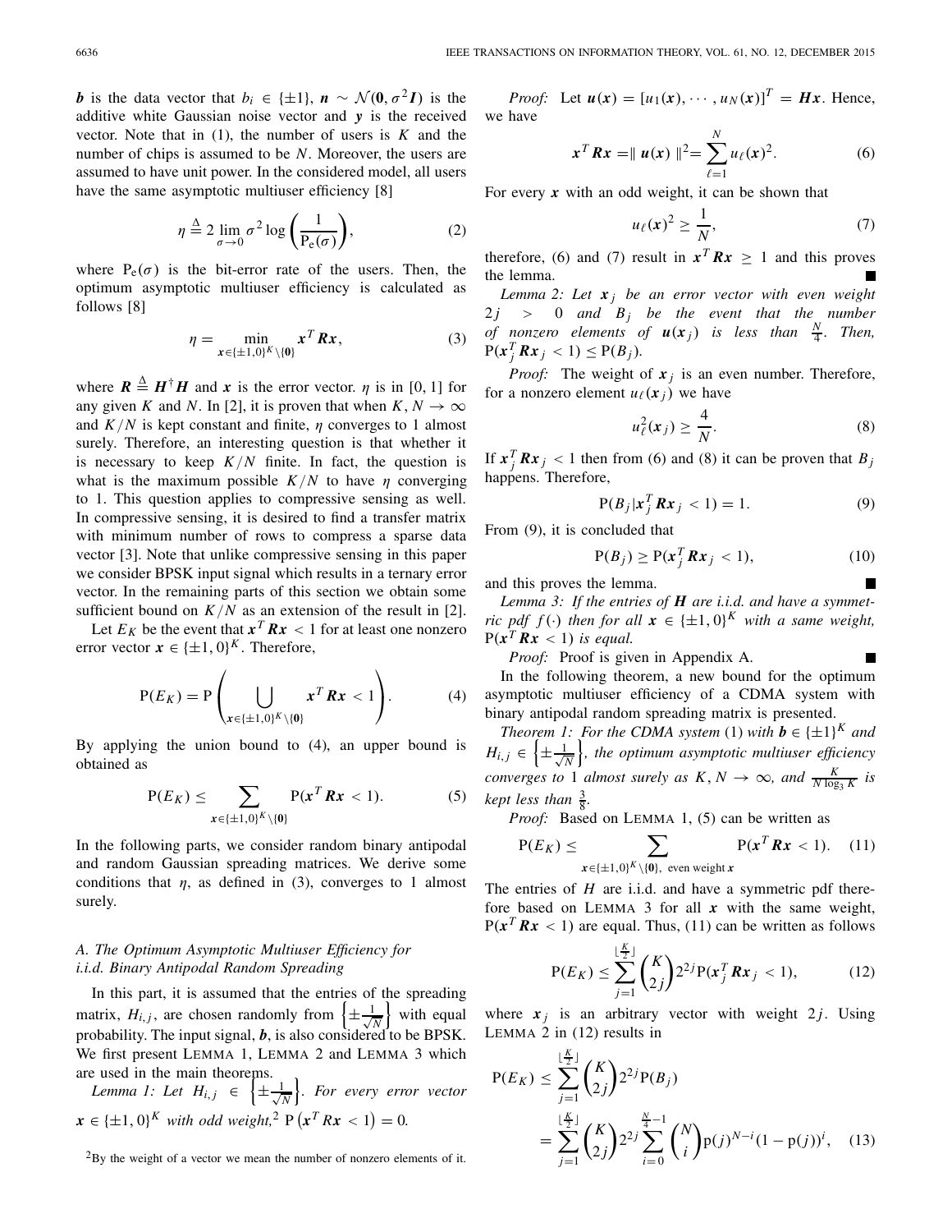$\boldsymbol{b}$ is the data vector that $b_i \in \{\pm 1\}$, $\boldsymbol{n} \sim \mathcal{N}(\boldsymbol{0}, \sigma^2 \boldsymbol{I})$ is the additive white Gaussian noise vector and $\boldsymbol{y}$ is the received vector. Note that in (1), the number of users is $K$ and the number of chips is assumed to be $N$. Moreover, the users are assumed to have unit power. In the considered model, all users have the same asymptotic multiuser efficiency [8]

$$\eta \triangleq 2 \lim_{\sigma \to 0} \sigma^2 \log\left(\frac{1}{\mathrm{P_e}(\sigma)}\right), \tag{2}$$

where $\mathrm{P_e}(\sigma)$ is the bit-error rate of the users. Then, the optimum asymptotic multiuser efficiency is calculated as follows [8]

$$\eta = \min_{\boldsymbol{x} \in \{\pm 1, 0\}^K \setminus \{\boldsymbol{0}\}} \boldsymbol{x}^T \boldsymbol{R} \boldsymbol{x}, \tag{3}$$

where $\boldsymbol{R} \triangleq \boldsymbol{H}^\dagger \boldsymbol{H}$ and $\boldsymbol{x}$ is the error vector. $\eta$ is in $[0, 1]$ for any given $K$ and $N$. In [2], it is proven that when $K, N \to \infty$ and $K/N$ is kept constant and finite, $\eta$ converges to 1 almost surely. Therefore, an interesting question is that whether it is necessary to keep $K/N$ finite. In fact, the question is what is the maximum possible $K/N$ to have $\eta$ converging to 1. This question applies to compressive sensing as well. In compressive sensing, it is desired to find a transfer matrix with minimum number of rows to compress a sparse data vector [3]. Note that unlike compressive sensing in this paper we consider BPSK input signal which results in a ternary error vector. In the remaining parts of this section we obtain some sufficient bound on $K/N$ as an extension of the result in [2].

Let $E_K$ be the event that $\boldsymbol{x}^T \boldsymbol{R} \boldsymbol{x} < 1$ for at least one nonzero error vector $\boldsymbol{x} \in \{\pm 1, 0\}^K$. Therefore,

$$\mathrm{P}(E_K) = \mathrm{P}\left( \bigcup_{\boldsymbol{x} \in \{\pm 1, 0\}^K \setminus \{\boldsymbol{0}\}} \boldsymbol{x}^T \boldsymbol{R} \boldsymbol{x} < 1 \right). \tag{4}$$

By applying the union bound to (4), an upper bound is obtained as

$$\mathrm{P}(E_K) \leq \sum_{\boldsymbol{x} \in \{\pm 1, 0\}^K \setminus \{\boldsymbol{0}\}} \mathrm{P}(\boldsymbol{x}^T \boldsymbol{R} \boldsymbol{x} < 1). \tag{5}$$

In the following parts, we consider random binary antipodal and random Gaussian spreading matrices. We derive some conditions that $\eta$, as defined in (3), converges to 1 almost surely.

### A. The Optimum Asymptotic Multiuser Efficiency for i.i.d. Binary Antipodal Random Spreading

In this part, it is assumed that the entries of the spreading matrix, $H_{i,j}$, are chosen randomly from $\left\{\pm \frac{1}{\sqrt{N}}\right\}$ with equal probability. The input signal, $\boldsymbol{b}$, is also considered to be BPSK. We first present LEMMA 1, LEMMA 2 and LEMMA 3 which are used in the main theorems.

*Lemma 1: Let $H_{i,j} \in \left\{\pm \frac{1}{\sqrt{N}}\right\}$. For every error vector $\boldsymbol{x} \in \{\pm 1, 0\}^K$ with odd weight,[2] $\mathrm{P}\left(\boldsymbol{x}^T R \boldsymbol{x} < 1\right) = 0$.*

[2]By the weight of a vector we mean the number of nonzero elements of it.

*Proof:* Let $\boldsymbol{u}(\boldsymbol{x}) = [u_1(\boldsymbol{x}), \cdots, u_N(\boldsymbol{x})]^T = \boldsymbol{H}\boldsymbol{x}$. Hence, we have

$$\boldsymbol{x}^T \boldsymbol{R} \boldsymbol{x} = \| \boldsymbol{u}(\boldsymbol{x}) \|^2 = \sum_{\ell=1}^{N} u_\ell(\boldsymbol{x})^2. \tag{6}$$

For every $\boldsymbol{x}$ with an odd weight, it can be shown that

$$u_\ell(\boldsymbol{x})^2 \geq \frac{1}{N}, \tag{7}$$

therefore, (6) and (7) result in $\boldsymbol{x}^T \boldsymbol{R} \boldsymbol{x} \geq 1$ and this proves the lemma. ■

*Lemma 2: Let $\boldsymbol{x}_j$ be an error vector with even weight $2j > 0$ and $B_j$ be the event that the number of nonzero elements of $\boldsymbol{u}(\boldsymbol{x}_j)$ is less than $\frac{N}{4}$. Then, $\mathrm{P}(\boldsymbol{x}_j^T \boldsymbol{R} \boldsymbol{x}_j < 1) \leq \mathrm{P}(B_j)$.*

*Proof:* The weight of $\boldsymbol{x}_j$ is an even number. Therefore, for a nonzero element $u_\ell(\boldsymbol{x}_j)$ we have

$$u_\ell^2(\boldsymbol{x}_j) \geq \frac{4}{N}. \tag{8}$$

If $\boldsymbol{x}_j^T \boldsymbol{R} \boldsymbol{x}_j < 1$ then from (6) and (8) it can be proven that $B_j$ happens. Therefore,

$$\mathrm{P}(B_j | \boldsymbol{x}_j^T \boldsymbol{R} \boldsymbol{x}_j < 1) = 1. \tag{9}$$

From (9), it is concluded that

$$\mathrm{P}(B_j) \geq \mathrm{P}(\boldsymbol{x}_j^T \boldsymbol{R} \boldsymbol{x}_j < 1), \tag{10}$$

and this proves the lemma. ■

*Lemma 3: If the entries of $\boldsymbol{H}$ are i.i.d. and have a symmetric pdf $f(\cdot)$ then for all $\boldsymbol{x} \in \{\pm 1, 0\}^K$ with a same weight, $\mathrm{P}(\boldsymbol{x}^T \boldsymbol{R} \boldsymbol{x} < 1)$ is equal.*

*Proof:* Proof is given in Appendix A. ■

In the following theorem, a new bound for the optimum asymptotic multiuser efficiency of a CDMA system with binary antipodal random spreading matrix is presented.

*Theorem 1: For the CDMA system (1) with $\boldsymbol{b} \in \{\pm 1\}^K$ and $H_{i,j} \in \left\{\pm \frac{1}{\sqrt{N}}\right\}$, the optimum asymptotic multiuser efficiency converges to 1 almost surely as $K, N \to \infty$, and $\frac{K}{N \log_3 K}$ is kept less than $\frac{3}{8}$.*

*Proof:* Based on LEMMA 1, (5) can be written as

$$\mathrm{P}(E_K) \leq \sum_{\boldsymbol{x} \in \{\pm 1, 0\}^K \setminus \{\boldsymbol{0}\},\ \text{even weight}\ \boldsymbol{x}} \mathrm{P}(\boldsymbol{x}^T \boldsymbol{R} \boldsymbol{x} < 1). \tag{11}$$

The entries of $H$ are i.i.d. and have a symmetric pdf therefore based on LEMMA 3 for all $\boldsymbol{x}$ with the same weight, $\mathrm{P}(\boldsymbol{x}^T \boldsymbol{R} \boldsymbol{x} < 1)$ are equal. Thus, (11) can be written as follows

$$\mathrm{P}(E_K) \leq \sum_{j=1}^{\lfloor \frac{K}{2} \rfloor} \binom{K}{2j} 2^{2j} \mathrm{P}(\boldsymbol{x}_j^T \boldsymbol{R} \boldsymbol{x}_j < 1), \tag{12}$$

where $\boldsymbol{x}_j$ is an arbitrary vector with weight $2j$. Using LEMMA 2 in (12) results in

$$\begin{aligned}
\mathrm{P}(E_K) &\leq \sum_{j=1}^{\lfloor \frac{K}{2} \rfloor} \binom{K}{2j} 2^{2j} \mathrm{P}(B_j) \\
&= \sum_{j=1}^{\lfloor \frac{K}{2} \rfloor} \binom{K}{2j} 2^{2j} \sum_{i=0}^{\frac{N}{4}-1} \binom{N}{i} \mathrm{p}(j)^{N-i} (1 - \mathrm{p}(j))^i, 
\end{aligned} \tag{13}$$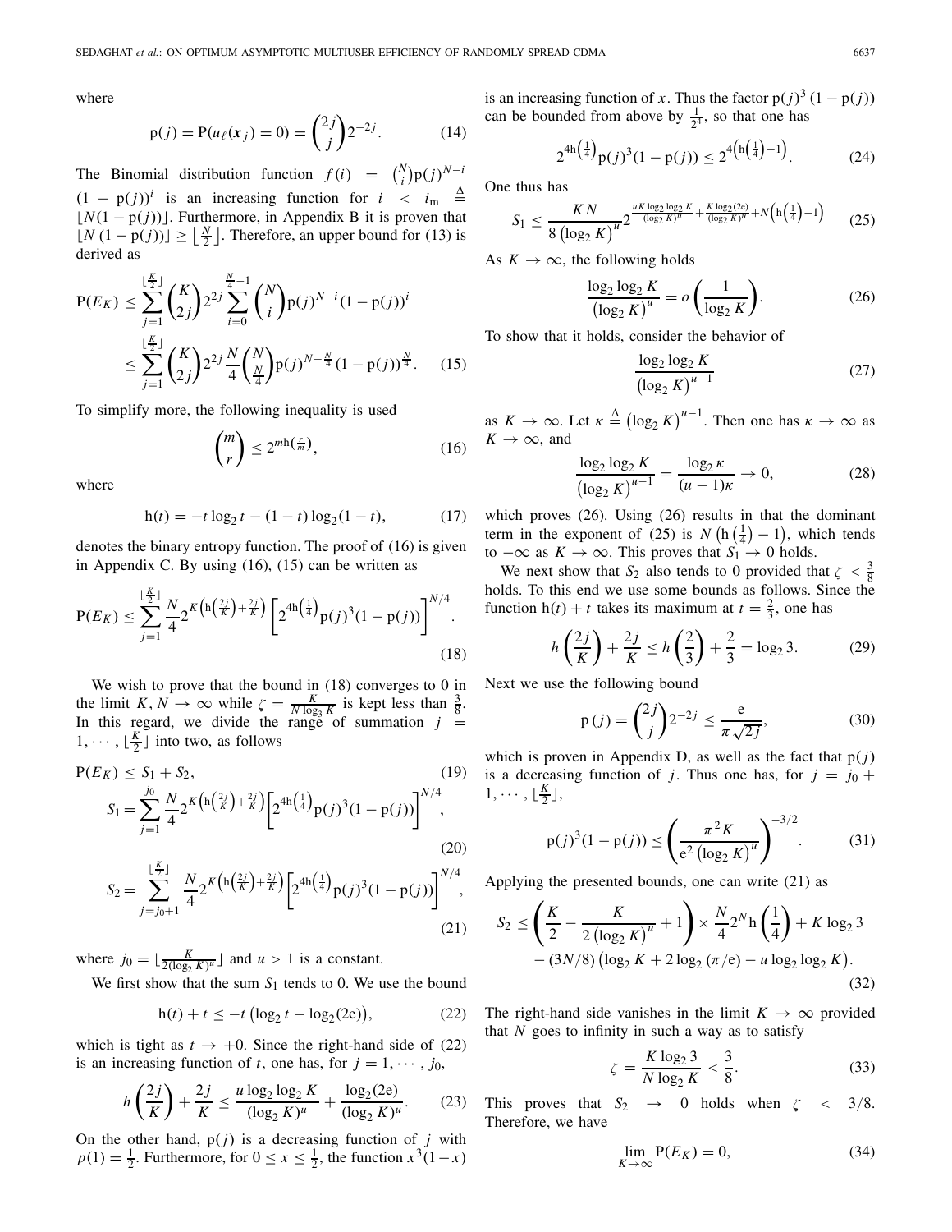where

$$\mathrm{p}(j) = \mathrm{P}(u_\ell(\boldsymbol{x}_j) = 0) = \binom{2j}{j} 2^{-2j}. \tag{14}$$

The Binomial distribution function $f(i) = \binom{N}{i}\mathrm{p}(j)^{N-i}(1-\mathrm{p}(j))^i$ is an increasing function for $i < i_{\mathrm{m}} \stackrel{\Delta}{=} \lfloor N(1-\mathrm{p}(j)) \rfloor$. Furthermore, in Appendix B it is proven that $\lfloor N(1-\mathrm{p}(j)) \rfloor \geq \lfloor \frac{N}{2} \rfloor$. Therefore, an upper bound for (13) is derived as

$$\begin{aligned}
\mathrm{P}(E_K) &\leq \sum_{j=1}^{\lfloor \frac{K}{2} \rfloor} \binom{K}{2j} 2^{2j} \sum_{i=0}^{\frac{N}{4}-1} \binom{N}{i} \mathrm{p}(j)^{N-i}(1-\mathrm{p}(j))^i \\
&\leq \sum_{j=1}^{\lfloor \frac{K}{2} \rfloor} \binom{K}{2j} 2^{2j} \frac{N}{4} \binom{N}{\frac{N}{4}} \mathrm{p}(j)^{N-\frac{N}{4}}(1-\mathrm{p}(j))^{\frac{N}{4}}. \qquad (15)
\end{aligned}$$

To simplify more, the following inequality is used

$$\binom{m}{r} \leq 2^{m\mathrm{h}\left(\frac{r}{m}\right)}, \tag{16}$$

where

$$\mathrm{h}(t) = -t\log_2 t - (1-t)\log_2(1-t), \tag{17}$$

denotes the binary entropy function. The proof of (16) is given in Appendix C. By using (16), (15) can be written as

$$\mathrm{P}(E_K) \leq \sum_{j=1}^{\lfloor \frac{K}{2} \rfloor} \frac{N}{4} 2^{K\left(\mathrm{h}\left(\frac{2j}{K}\right)+\frac{2j}{K}\right)} \left[2^{4\mathrm{h}\left(\frac{1}{4}\right)}\mathrm{p}(j)^3(1-\mathrm{p}(j))\right]^{N/4}. \tag{18}$$

We wish to prove that the bound in (18) converges to 0 in the limit $K, N \to \infty$ while $\zeta = \frac{K}{N\log_3 K}$ is kept less than $\frac{3}{8}$. In this regard, we divide the range of summation $j = 1, \cdots, \lfloor \frac{K}{2} \rfloor$ into two, as follows

$$\mathrm{P}(E_K) \leq S_1 + S_2, \tag{19}$$

$$S_1 = \sum_{j=1}^{j_0} \frac{N}{4} 2^{K\left(\mathrm{h}\left(\frac{2j}{K}\right)+\frac{2j}{K}\right)} \left[2^{4\mathrm{h}\left(\frac{1}{4}\right)}\mathrm{p}(j)^3(1-\mathrm{p}(j))\right]^{N/4}, \tag{20}$$

$$S_2 = \sum_{j=j_0+1}^{\lfloor \frac{K}{2} \rfloor} \frac{N}{4} 2^{K\left(\mathrm{h}\left(\frac{2j}{K}\right)+\frac{2j}{K}\right)} \left[2^{4\mathrm{h}\left(\frac{1}{4}\right)}\mathrm{p}(j)^3(1-\mathrm{p}(j))\right]^{N/4}, \tag{21}$$

where $j_0 = \lfloor \frac{K}{2(\log_2 K)^u} \rfloor$ and $u > 1$ is a constant.

We first show that the sum $S_1$ tends to 0. We use the bound

$$\mathrm{h}(t) + t \leq -t\left(\log_2 t - \log_2(2\mathrm{e})\right), \tag{22}$$

which is tight as $t \to +0$. Since the right-hand side of (22) is an increasing function of $t$, one has, for $j = 1, \cdots, j_0$,

$$h\left(\frac{2j}{K}\right) + \frac{2j}{K} \leq \frac{u\log_2\log_2 K}{(\log_2 K)^u} + \frac{\log_2(2\mathrm{e})}{(\log_2 K)^u}. \tag{23}$$

On the other hand, $\mathrm{p}(j)$ is a decreasing function of $j$ with $p(1) = \frac{1}{2}$. Furthermore, for $0 \leq x \leq \frac{1}{2}$, the function $x^3(1-x)$ is an increasing function of $x$. Thus the factor $\mathrm{p}(j)^3(1-\mathrm{p}(j))$ can be bounded from above by $\frac{1}{2^4}$, so that one has

$$2^{4\mathrm{h}\left(\frac{1}{4}\right)}\mathrm{p}(j)^3(1-\mathrm{p}(j)) \leq 2^{4\left(\mathrm{h}\left(\frac{1}{4}\right)-1\right)}. \tag{24}$$

One thus has

$$S_1 \leq \frac{KN}{8\left(\log_2 K\right)^u} 2^{\frac{uK\log_2\log_2 K}{(\log_2 K)^u} + \frac{K\log_2(2\mathrm{e})}{(\log_2 K)^u} + N\left(\mathrm{h}\left(\frac{1}{4}\right)-1\right)} \tag{25}$$

As $K \to \infty$, the following holds

$$\frac{\log_2\log_2 K}{\left(\log_2 K\right)^u} = o\left(\frac{1}{\log_2 K}\right). \tag{26}$$

To show that it holds, consider the behavior of

$$\frac{\log_2\log_2 K}{\left(\log_2 K\right)^{u-1}} \tag{27}$$

as $K \to \infty$. Let $\kappa \stackrel{\Delta}{=} \left(\log_2 K\right)^{u-1}$. Then one has $\kappa \to \infty$ as $K \to \infty$, and

$$\frac{\log_2\log_2 K}{\left(\log_2 K\right)^{u-1}} = \frac{\log_2 \kappa}{(u-1)\kappa} \to 0, \tag{28}$$

which proves (26). Using (26) results in that the dominant term in the exponent of (25) is $N\left(\mathrm{h}\left(\frac{1}{4}\right)-1\right)$, which tends to $-\infty$ as $K \to \infty$. This proves that $S_1 \to 0$ holds.

We next show that $S_2$ also tends to 0 provided that $\zeta < \frac{3}{8}$ holds. To this end we use some bounds as follows. Since the function $\mathrm{h}(t) + t$ takes its maximum at $t = \frac{2}{3}$, one has

$$h\left(\frac{2j}{K}\right) + \frac{2j}{K} \leq h\left(\frac{2}{3}\right) + \frac{2}{3} = \log_2 3. \tag{29}$$

Next we use the following bound

$$\mathrm{p}\left(j\right) = \binom{2j}{j} 2^{-2j} \leq \frac{\mathrm{e}}{\pi\sqrt{2j}}, \tag{30}$$

which is proven in Appendix D, as well as the fact that $\mathrm{p}(j)$ is a decreasing function of $j$. Thus one has, for $j = j_0 + 1, \cdots, \lfloor \frac{K}{2} \rfloor$,

$$\mathrm{p}(j)^3(1-\mathrm{p}(j)) \leq \left(\frac{\pi^2 K}{\mathrm{e}^2\left(\log_2 K\right)^u}\right)^{-3/2}. \tag{31}$$

Applying the presented bounds, one can write (21) as

$$\begin{aligned}
S_2 \leq &\left(\frac{K}{2} - \frac{K}{2\left(\log_2 K\right)^u} + 1\right) \times \frac{N}{4} 2^N \mathrm{h}\left(\frac{1}{4}\right) + K\log_2 3 \\
&- (3N/8)\left(\log_2 K + 2\log_2(\pi/\mathrm{e}) - u\log_2\log_2 K\right). \qquad (32)
\end{aligned}$$

The right-hand side vanishes in the limit $K \to \infty$ provided that $N$ goes to infinity in such a way as to satisfy

$$\zeta = \frac{K\log_2 3}{N\log_2 K} < \frac{3}{8}. \tag{33}$$

This proves that $S_2 \to 0$ holds when $\zeta < 3/8$. Therefore, we have

$$\lim_{K\to\infty} \mathrm{P}(E_K) = 0, \tag{34}$$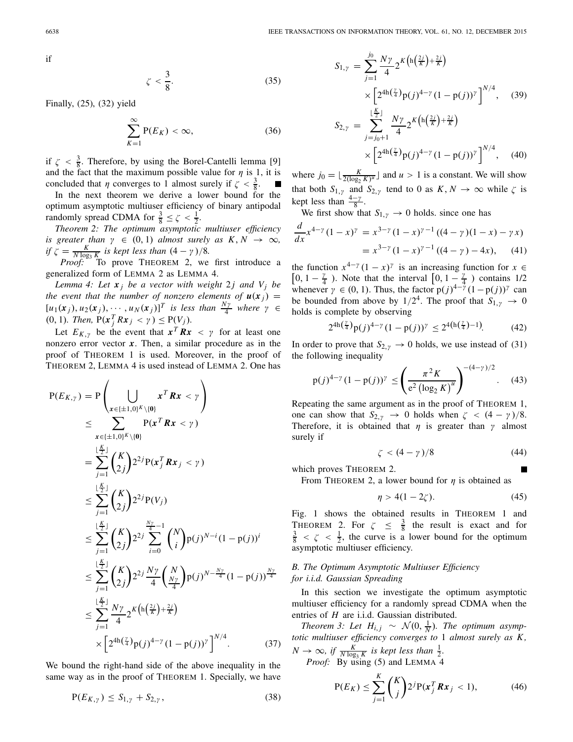if

$$\zeta < \frac{3}{8}. \tag{35}$$

Finally, (25), (32) yield

$$\sum_{K=1}^{\infty} \mathrm{P}(E_K) < \infty, \tag{36}$$

if $\zeta < \frac{3}{8}$. Therefore, by using the Borel-Cantelli lemma [9] and the fact that the maximum possible value for $\eta$ is 1, it is concluded that $\eta$ converges to 1 almost surely if $\zeta < \frac{3}{8}$. ∎

In the next theorem we derive a lower bound for the optimum asymptotic multiuser efficiency of binary antipodal randomly spread CDMA for $\frac{3}{8} \leq \zeta < \frac{1}{2}$.

*Theorem 2: The optimum asymptotic multiuser efficiency is greater than $\gamma \in (0, 1)$ almost surely as $K, N \to \infty$, if $\zeta = \frac{K}{N \log_3 K}$ is kept less than $(4 - \gamma)/8$.*

*Proof:* To prove THEOREM 2, we first introduce a generalized form of LEMMA 2 as LEMMA 4.

*Lemma 4: Let $\boldsymbol{x}_j$ be a vector with weight $2j$ and $V_j$ be the event that the number of nonzero elements of $\boldsymbol{u}(\boldsymbol{x}_j) = [u_1(\boldsymbol{x}_j), u_2(\boldsymbol{x}_j), \cdots, u_N(\boldsymbol{x}_j)]^T$ is less than $\frac{N\gamma}{4}$ where $\gamma \in (0, 1)$. Then, $\mathrm{P}(\boldsymbol{x}_j^T \boldsymbol{R} \boldsymbol{x}_j < \gamma) \leq \mathrm{P}(V_j)$.*

Let $E_{K,\gamma}$ be the event that $\boldsymbol{x}^T \boldsymbol{R} \boldsymbol{x} < \gamma$ for at least one nonzero error vector $\boldsymbol{x}$. Then, a similar procedure as in the proof of THEOREM 1 is used. Moreover, in the proof of THEOREM 2, LEMMA 4 is used instead of LEMMA 2. One has

$$\begin{aligned}
\mathrm{P}(E_{K,\gamma}) &= \mathrm{P}\left(\bigcup_{\boldsymbol{x} \in \{\pm 1, 0\}^K \setminus \{\boldsymbol{0}\}} \boldsymbol{x}^T \boldsymbol{R} \boldsymbol{x} < \gamma\right) \\
&\leq \sum_{\boldsymbol{x} \in \{\pm 1, 0\}^K \setminus \{\boldsymbol{0}\}} \mathrm{P}(\boldsymbol{x}^T \boldsymbol{R} \boldsymbol{x} < \gamma) \\
&= \sum_{j=1}^{\lfloor \frac{K}{2} \rfloor} \binom{K}{2j} 2^{2j} \mathrm{P}(\boldsymbol{x}_j^T \boldsymbol{R} \boldsymbol{x}_j < \gamma) \\
&\leq \sum_{j=1}^{\lfloor \frac{K}{2} \rfloor} \binom{K}{2j} 2^{2j} \mathrm{P}(V_j) \\
&\leq \sum_{j=1}^{\lfloor \frac{K}{2} \rfloor} \binom{K}{2j} 2^{2j} \sum_{i=0}^{\frac{N\gamma}{4}-1} \binom{N}{i} \mathrm{p}(j)^{N-i} (1 - \mathrm{p}(j))^i \\
&\leq \sum_{j=1}^{\lfloor \frac{K}{2} \rfloor} \binom{K}{2j} 2^{2j} \frac{N\gamma}{4} \binom{N}{\frac{N\gamma}{4}} \mathrm{p}(j)^{N-\frac{N\gamma}{4}} (1 - \mathrm{p}(j))^{\frac{N\gamma}{4}} \\
&\leq \sum_{j=1}^{\lfloor \frac{K}{2} \rfloor} \frac{N\gamma}{4} 2^{K\left(\mathrm{h}\left(\frac{2j}{K}\right) + \frac{2j}{K}\right)} \\
&\quad \times \left[2^{4\mathrm{h}\left(\frac{\gamma}{4}\right)} \mathrm{p}(j)^{4-\gamma} (1 - \mathrm{p}(j))^{\gamma}\right]^{N/4}.
\end{aligned} \tag{37}$$

We bound the right-hand side of the above inequality in the same way as in the proof of THEOREM 1. Specially, we have

$$\mathrm{P}(E_{K,\gamma}) \leq S_{1,\gamma} + S_{2,\gamma}, \tag{38}$$

$$S_{1,\gamma} = \sum_{j=1}^{j_0} \frac{N\gamma}{4} 2^{K\left(\mathrm{h}\left(\frac{2j}{K}\right) + \frac{2j}{K}\right)} \times \left[2^{4\mathrm{h}\left(\frac{\gamma}{4}\right)} \mathrm{p}(j)^{4-\gamma} (1 - \mathrm{p}(j))^{\gamma}\right]^{N/4}, \tag{39}$$

$$S_{2,\gamma} = \sum_{j=j_0+1}^{\lfloor \frac{K}{2} \rfloor} \frac{N\gamma}{4} 2^{K\left(\mathrm{h}\left(\frac{2j}{K}\right) + \frac{2j}{K}\right)} \times \left[2^{4\mathrm{h}\left(\frac{\gamma}{4}\right)} \mathrm{p}(j)^{4-\gamma} (1 - \mathrm{p}(j))^{\gamma}\right]^{N/4}, \tag{40}$$

where $j_0 = \lfloor \frac{K}{2(\log_2 K)^u} \rfloor$ and $u > 1$ is a constant. We will show that both $S_{1,\gamma}$ and $S_{2,\gamma}$ tend to 0 as $K, N \to \infty$ while $\zeta$ is kept less than $\frac{4-\gamma}{8}$.

We first show that $S_{1,\gamma} \to 0$ holds. since one has

$$\begin{aligned}
\frac{d}{dx} x^{4-\gamma} (1 - x)^{\gamma} &= x^{3-\gamma} (1 - x)^{\gamma - 1} ((4 - \gamma)(1 - x) - \gamma x) \\
&= x^{3-\gamma} (1 - x)^{\gamma - 1} ((4 - \gamma) - 4x),
\end{aligned} \tag{41}$$

the function $x^{4-\gamma} (1 - x)^{\gamma}$ is an increasing function for $x \in \left[0, 1 - \frac{\gamma}{4}\right)$. Note that the interval $\left[0, 1 - \frac{\gamma}{4}\right)$ contains 1/2 whenever $\gamma \in (0, 1)$. Thus, the factor $\mathrm{p}(j)^{4-\gamma} (1 - \mathrm{p}(j))^{\gamma}$ can be bounded from above by $1/2^4$. The proof that $S_{1,\gamma} \to 0$ holds is complete by observing

$$2^{4\mathrm{h}\left(\frac{\gamma}{4}\right)} \mathrm{p}(j)^{4-\gamma} (1 - \mathrm{p}(j))^{\gamma} \leq 2^{4\left(\mathrm{h}\left(\frac{\gamma}{4}\right) - 1\right)}. \tag{42}$$

In order to prove that $S_{2,\gamma} \to 0$ holds, we use instead of (31) the following inequality

$$\mathrm{p}(j)^{4-\gamma} (1 - \mathrm{p}(j))^{\gamma} \leq \left(\frac{\pi^2 K}{\mathrm{e}^2 \left(\log_2 K\right)^u}\right)^{-(4-\gamma)/2}. \tag{43}$$

Repeating the same argument as in the proof of THEOREM 1, one can show that $S_{2,\gamma} \to 0$ holds when $\zeta < (4 - \gamma)/8$. Therefore, it is obtained that $\eta$ is greater than $\gamma$ almost surely if

$$\zeta < (4 - \gamma)/8 \tag{44}$$

which proves THEOREM 2. ∎

From THEOREM 2, a lower bound for $\eta$ is obtained as

$$\eta > 4(1 - 2\zeta). \tag{45}$$

Fig. 1 shows the obtained results in THEOREM 1 and THEOREM 2. For $\zeta \leq \frac{3}{8}$ the result is exact and for $\frac{3}{8} < \zeta < \frac{1}{2}$, the curve is a lower bound for the optimum asymptotic multiuser efficiency.

### *B. The Optimum Asymptotic Multiuser Efficiency for i.i.d. Gaussian Spreading*

In this section we investigate the optimum asymptotic multiuser efficiency for a randomly spread CDMA when the entries of $H$ are i.i.d. Gaussian distributed.

*Theorem 3: Let $H_{i,j} \sim \mathcal{N}(0, \frac{1}{N})$. The optimum asymptotic multiuser efficiency converges to 1 almost surely as $K$, $N \to \infty$, if $\frac{K}{N \log_3 K}$ is kept less than $\frac{1}{2}$.*

*Proof:* By using (5) and LEMMA 4

$$\mathrm{P}(E_K) \leq \sum_{j=1}^{K} \binom{K}{j} 2^j \mathrm{P}(\boldsymbol{x}_j^T \boldsymbol{R} \boldsymbol{x}_j < 1), \tag{46}$$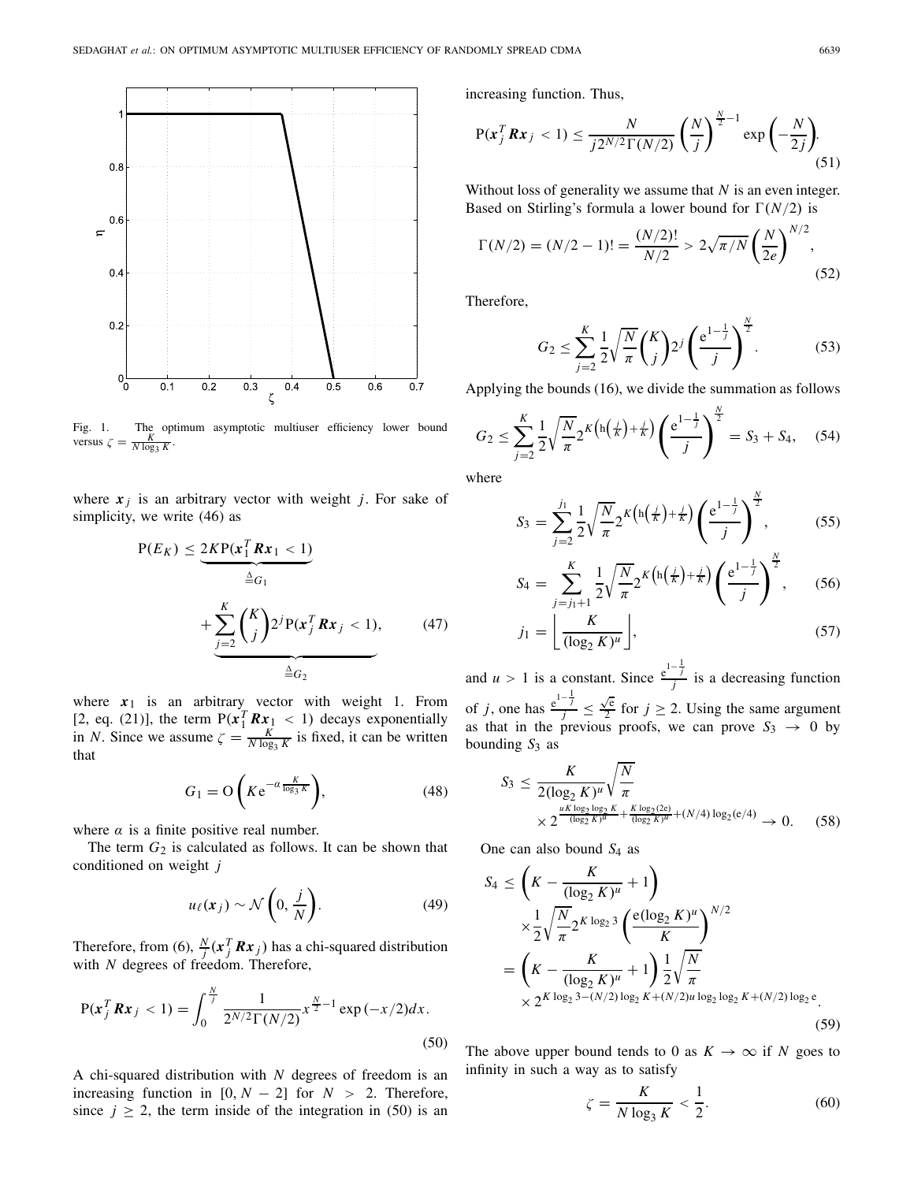Fig. 1. The optimum asymptotic multiuser efficiency lower bound versus $\zeta = \frac{K}{N \log_3 K}$.

where $\boldsymbol{x}_j$ is an arbitrary vector with weight $j$. For sake of simplicity, we write (46) as

$$\mathrm{P}(E_K) \le \underbrace{2K\mathrm{P}(\boldsymbol{x}_1^T \boldsymbol{R} \boldsymbol{x}_1 < 1)}_{\triangleq G_1} + \underbrace{\sum_{j=2}^{K} \binom{K}{j} 2^j \mathrm{P}(\boldsymbol{x}_j^T \boldsymbol{R} \boldsymbol{x}_j < 1)}_{\triangleq G_2}, \quad (47)$$

where $\boldsymbol{x}_1$ is an arbitrary vector with weight 1. From [2, eq. (21)], the term $\mathrm{P}(\boldsymbol{x}_1^T \boldsymbol{R} \boldsymbol{x}_1 < 1)$ decays exponentially in $N$. Since we assume $\zeta = \frac{K}{N \log_3 K}$ is fixed, it can be written that

$$G_1 = \mathrm{O}\left(K \mathrm{e}^{-\alpha \frac{K}{\log_3 K}}\right), \quad (48)$$

where $\alpha$ is a finite positive real number.

The term $G_2$ is calculated as follows. It can be shown that conditioned on weight $j$

$$u_\ell(\boldsymbol{x}_j) \sim \mathcal{N}\left(0, \frac{j}{N}\right). \quad (49)$$

Therefore, from (6), $\frac{N}{j}(\boldsymbol{x}_j^T \boldsymbol{R} \boldsymbol{x}_j)$ has a chi-squared distribution with $N$ degrees of freedom. Therefore,

$$\mathrm{P}(\boldsymbol{x}_j^T \boldsymbol{R} \boldsymbol{x}_j < 1) = \int_0^{\frac{N}{j}} \frac{1}{2^{N/2}\Gamma(N/2)} x^{\frac{N}{2}-1} \exp(-x/2) dx. \quad (50)$$

A chi-squared distribution with $N$ degrees of freedom is an increasing function in $[0, N-2]$ for $N > 2$. Therefore, since $j \ge 2$, the term inside of the integration in (50) is an increasing function. Thus,

$$\mathrm{P}(\boldsymbol{x}_j^T \boldsymbol{R} \boldsymbol{x}_j < 1) \le \frac{N}{j 2^{N/2} \Gamma(N/2)} \left(\frac{N}{j}\right)^{\frac{N}{2}-1} \exp\left(-\frac{N}{2j}\right). \quad (51)$$

Without loss of generality we assume that $N$ is an even integer. Based on Stirling's formula a lower bound for $\Gamma(N/2)$ is

$$\Gamma(N/2) = (N/2-1)! = \frac{(N/2)!}{N/2} > 2\sqrt{\pi/N}\left(\frac{N}{2e}\right)^{N/2}, \quad (52)$$

Therefore,

$$G_2 \le \sum_{j=2}^{K} \frac{1}{2}\sqrt{\frac{N}{\pi}} \binom{K}{j} 2^j \left(\frac{\mathrm{e}^{1-\frac{1}{j}}}{j}\right)^{\frac{N}{2}}. \quad (53)$$

Applying the bounds (16), we divide the summation as follows

$$G_2 \le \sum_{j=2}^{K} \frac{1}{2}\sqrt{\frac{N}{\pi}} 2^{K\left(\mathrm{h}\left(\frac{j}{K}\right)+\frac{j}{K}\right)} \left(\frac{\mathrm{e}^{1-\frac{1}{j}}}{j}\right)^{\frac{N}{2}} = S_3 + S_4, \quad (54)$$

where

$$S_3 = \sum_{j=2}^{j_1} \frac{1}{2}\sqrt{\frac{N}{\pi}} 2^{K\left(\mathrm{h}\left(\frac{j}{K}\right)+\frac{j}{K}\right)} \left(\frac{\mathrm{e}^{1-\frac{1}{j}}}{j}\right)^{\frac{N}{2}}, \quad (55)$$

$$S_4 = \sum_{j=j_1+1}^{K} \frac{1}{2}\sqrt{\frac{N}{\pi}} 2^{K\left(\mathrm{h}\left(\frac{j}{K}\right)+\frac{j}{K}\right)} \left(\frac{\mathrm{e}^{1-\frac{1}{j}}}{j}\right)^{\frac{N}{2}}, \quad (56)$$

$$j_1 = \left\lfloor \frac{K}{(\log_2 K)^u} \right\rfloor, \quad (57)$$

and $u > 1$ is a constant. Since $\frac{\mathrm{e}^{1-\frac{1}{j}}}{j}$ is a decreasing function of $j$, one has $\frac{\mathrm{e}^{1-\frac{1}{j}}}{j} \le \frac{\sqrt{\mathrm{e}}}{2}$ for $j \ge 2$. Using the same argument as that in the previous proofs, we can prove $S_3 \to 0$ by bounding $S_3$ as

$$S_3 \le \frac{K}{2(\log_2 K)^u}\sqrt{\frac{N}{\pi}} \times 2^{\frac{uK \log_2 \log_2 K}{(\log_2 K)^u} + \frac{K \log_2(2\mathrm{e})}{(\log_2 K)^u} + (N/4)\log_2(\mathrm{e}/4)} \to 0. \quad (58)$$

One can also bound $S_4$ as

$$\begin{aligned} S_4 &\le \left(K - \frac{K}{(\log_2 K)^u} + 1\right) \times \frac{1}{2}\sqrt{\frac{N}{\pi}} 2^{K \log_2 3} \left(\frac{\mathrm{e}(\log_2 K)^u}{K}\right)^{N/2} \\ &= \left(K - \frac{K}{(\log_2 K)^u} + 1\right) \frac{1}{2}\sqrt{\frac{N}{\pi}} \times 2^{K \log_2 3 - (N/2)\log_2 K + (N/2)u \log_2 \log_2 K + (N/2)\log_2 \mathrm{e}}. \end{aligned} \quad (59)$$

The above upper bound tends to 0 as $K \to \infty$ if $N$ goes to infinity in such a way as to satisfy

$$\zeta = \frac{K}{N \log_3 K} < \frac{1}{2}. \quad (60)$$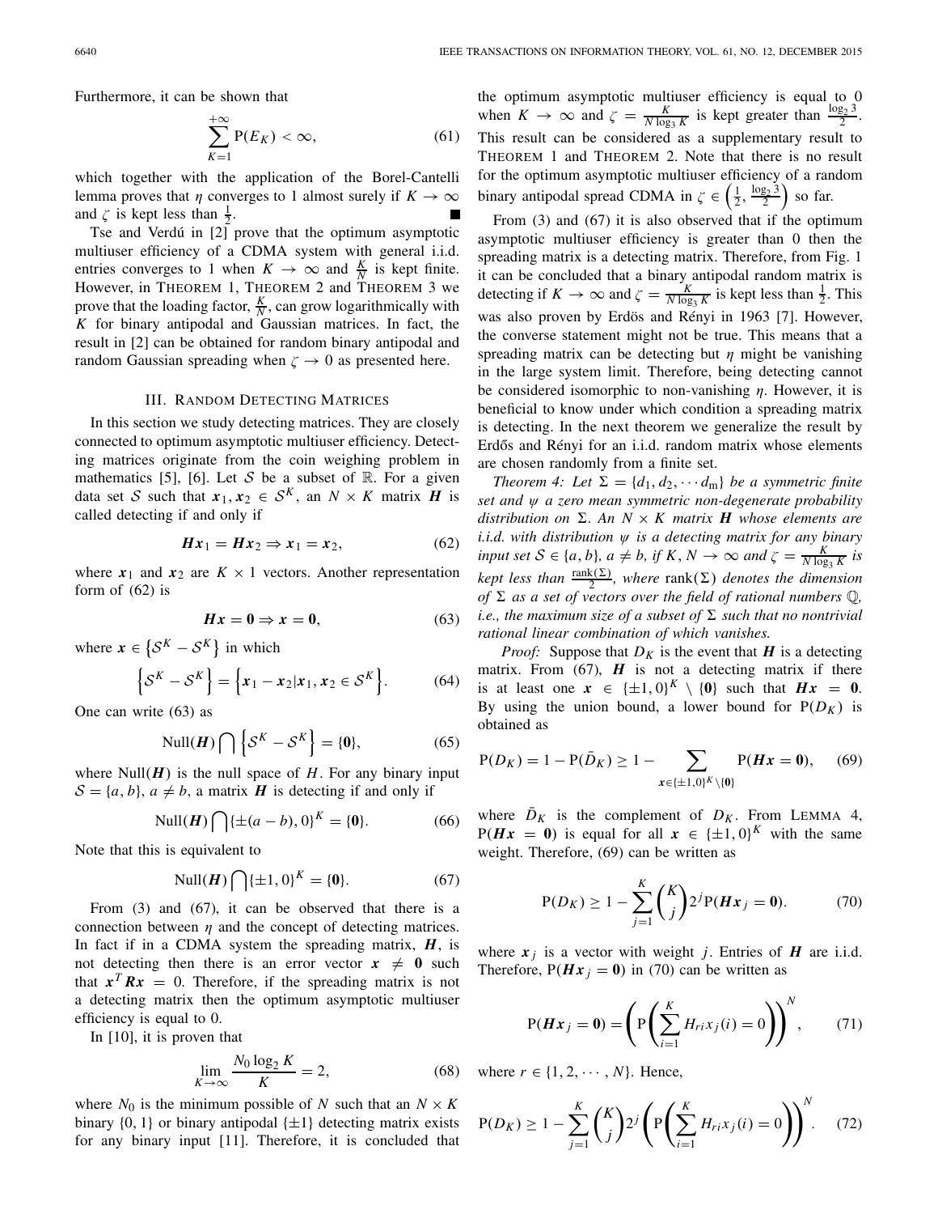Furthermore, it can be shown that

$$\sum_{K=1}^{+\infty} \mathrm{P}(E_K) < \infty, \tag{61}$$

which together with the application of the Borel-Cantelli lemma proves that $\eta$ converges to 1 almost surely if $K \to \infty$ and $\zeta$ is kept less than $\frac{1}{2}$. ∎

Tse and Verdú in [2] prove that the optimum asymptotic multiuser efficiency of a CDMA system with general i.i.d. entries converges to 1 when $K \to \infty$ and $\frac{K}{N}$ is kept finite. However, in THEOREM 1, THEOREM 2 and THEOREM 3 we prove that the loading factor, $\frac{K}{N}$, can grow logarithmically with $K$ for binary antipodal and Gaussian matrices. In fact, the result in [2] can be obtained for random binary antipodal and random Gaussian spreading when $\zeta \to 0$ as presented here.

## III. RANDOM DETECTING MATRICES

In this section we study detecting matrices. They are closely connected to optimum asymptotic multiuser efficiency. Detecting matrices originate from the coin weighing problem in mathematics [5], [6]. Let $\mathcal{S}$ be a subset of $\mathbb{R}$. For a given data set $\mathcal{S}$ such that $\boldsymbol{x}_1, \boldsymbol{x}_2 \in \mathcal{S}^K$, an $N \times K$ matrix $\boldsymbol{H}$ is called detecting if and only if

$$\boldsymbol{H}\boldsymbol{x}_1 = \boldsymbol{H}\boldsymbol{x}_2 \Rightarrow \boldsymbol{x}_1 = \boldsymbol{x}_2, \tag{62}$$

where $\boldsymbol{x}_1$ and $\boldsymbol{x}_2$ are $K \times 1$ vectors. Another representation form of (62) is

$$\boldsymbol{H}\boldsymbol{x} = \boldsymbol{0} \Rightarrow \boldsymbol{x} = \boldsymbol{0}, \tag{63}$$

where $\boldsymbol{x} \in \left\{\mathcal{S}^K - \mathcal{S}^K\right\}$ in which

$$\left\{\mathcal{S}^K - \mathcal{S}^K\right\} = \left\{\boldsymbol{x}_1 - \boldsymbol{x}_2 | \boldsymbol{x}_1, \boldsymbol{x}_2 \in \mathcal{S}^K\right\}. \tag{64}$$

One can write (63) as

$$\mathrm{Null}(\boldsymbol{H}) \bigcap \left\{\mathcal{S}^K - \mathcal{S}^K\right\} = \{\boldsymbol{0}\}, \tag{65}$$

where $\mathrm{Null}(\boldsymbol{H})$ is the null space of $H$. For any binary input $\mathcal{S} = \{a, b\}$, $a \neq b$, a matrix $\boldsymbol{H}$ is detecting if and only if

$$\mathrm{Null}(\boldsymbol{H}) \bigcap \{\pm(a-b), 0\}^K = \{\boldsymbol{0}\}. \tag{66}$$

Note that this is equivalent to

$$\mathrm{Null}(\boldsymbol{H}) \bigcap \{\pm 1, 0\}^K = \{\boldsymbol{0}\}. \tag{67}$$

From (3) and (67), it can be observed that there is a connection between $\eta$ and the concept of detecting matrices. In fact if in a CDMA system the spreading matrix, $\boldsymbol{H}$, is not detecting then there is an error vector $\boldsymbol{x} \neq \boldsymbol{0}$ such that $\boldsymbol{x}^T \boldsymbol{R} \boldsymbol{x} = 0$. Therefore, if the spreading matrix is not a detecting matrix then the optimum asymptotic multiuser efficiency is equal to 0.

In [10], it is proven that

$$\lim_{K \to \infty} \frac{N_0 \log_2 K}{K} = 2, \tag{68}$$

where $N_0$ is the minimum possible of $N$ such that an $N \times K$ binary $\{0, 1\}$ or binary antipodal $\{\pm 1\}$ detecting matrix exists for any binary input [11]. Therefore, it is concluded that the optimum asymptotic multiuser efficiency is equal to 0 when $K \to \infty$ and $\zeta = \frac{K}{N \log_3 K}$ is kept greater than $\frac{\log_2 3}{2}$. This result can be considered as a supplementary result to THEOREM 1 and THEOREM 2. Note that there is no result for the optimum asymptotic multiuser efficiency of a random binary antipodal spread CDMA in $\zeta \in \left(\frac{1}{2}, \frac{\log_2 3}{2}\right)$ so far.

From (3) and (67) it is also observed that if the optimum asymptotic multiuser efficiency is greater than 0 then the spreading matrix is a detecting matrix. Therefore, from Fig. 1 it can be concluded that a binary antipodal random matrix is detecting if $K \to \infty$ and $\zeta = \frac{K}{N \log_3 K}$ is kept less than $\frac{1}{2}$. This was also proven by Erdös and Rényi in 1963 [7]. However, the converse statement might not be true. This means that a spreading matrix can be detecting but $\eta$ might be vanishing in the large system limit. Therefore, being detecting cannot be considered isomorphic to non-vanishing $\eta$. However, it is beneficial to know under which condition a spreading matrix is detecting. In the next theorem we generalize the result by Erdős and Rényi for an i.i.d. random matrix whose elements are chosen randomly from a finite set.

*Theorem 4: Let $\Sigma = \{d_1, d_2, \cdots d_{\mathrm{m}}\}$ be a symmetric finite set and $\psi$ a zero mean symmetric non-degenerate probability distribution on $\Sigma$. An $N \times K$ matrix $\boldsymbol{H}$ whose elements are i.i.d. with distribution $\psi$ is a detecting matrix for any binary input set $\mathcal{S} \in \{a, b\}$, $a \neq b$, if $K, N \to \infty$ and $\zeta = \frac{K}{N \log_3 K}$ is kept less than $\frac{\mathrm{rank}(\Sigma)}{2}$, where $\mathrm{rank}(\Sigma)$ denotes the dimension of $\Sigma$ as a set of vectors over the field of rational numbers $\mathbb{Q}$, i.e., the maximum size of a subset of $\Sigma$ such that no nontrivial rational linear combination of which vanishes.*

*Proof:* Suppose that $D_K$ is the event that $\boldsymbol{H}$ is a detecting matrix. From (67), $\boldsymbol{H}$ is not a detecting matrix if there is at least one $\boldsymbol{x} \in \{\pm 1, 0\}^K \setminus \{\boldsymbol{0}\}$ such that $\boldsymbol{H}\boldsymbol{x} = \boldsymbol{0}$. By using the union bound, a lower bound for $\mathrm{P}(D_K)$ is obtained as

$$\mathrm{P}(D_K) = 1 - \mathrm{P}(\bar{D}_K) \geq 1 - \sum_{\boldsymbol{x} \in \{\pm 1, 0\}^K \setminus \{\boldsymbol{0}\}} \mathrm{P}(\boldsymbol{H}\boldsymbol{x} = \boldsymbol{0}), \tag{69}$$

where $\bar{D}_K$ is the complement of $D_K$. From LEMMA 4, $\mathrm{P}(\boldsymbol{H}\boldsymbol{x} = \boldsymbol{0})$ is equal for all $\boldsymbol{x} \in \{\pm 1, 0\}^K$ with the same weight. Therefore, (69) can be written as

$$\mathrm{P}(D_K) \geq 1 - \sum_{j=1}^{K} \binom{K}{j} 2^j \mathrm{P}(\boldsymbol{H}\boldsymbol{x}_j = \boldsymbol{0}). \tag{70}$$

where $\boldsymbol{x}_j$ is a vector with weight $j$. Entries of $\boldsymbol{H}$ are i.i.d. Therefore, $\mathrm{P}(\boldsymbol{H}\boldsymbol{x}_j = \boldsymbol{0})$ in (70) can be written as

$$\mathrm{P}(\boldsymbol{H}\boldsymbol{x}_j = \boldsymbol{0}) = \left(\mathrm{P}\left(\sum_{i=1}^{K} H_{ri} x_j(i) = 0\right)\right)^N, \tag{71}$$

where $r \in \{1, 2, \cdots, N\}$. Hence,

$$\mathrm{P}(D_K) \geq 1 - \sum_{j=1}^{K} \binom{K}{j} 2^j \left(\mathrm{P}\left(\sum_{i=1}^{K} H_{ri} x_j(i) = 0\right)\right)^N. \tag{72}$$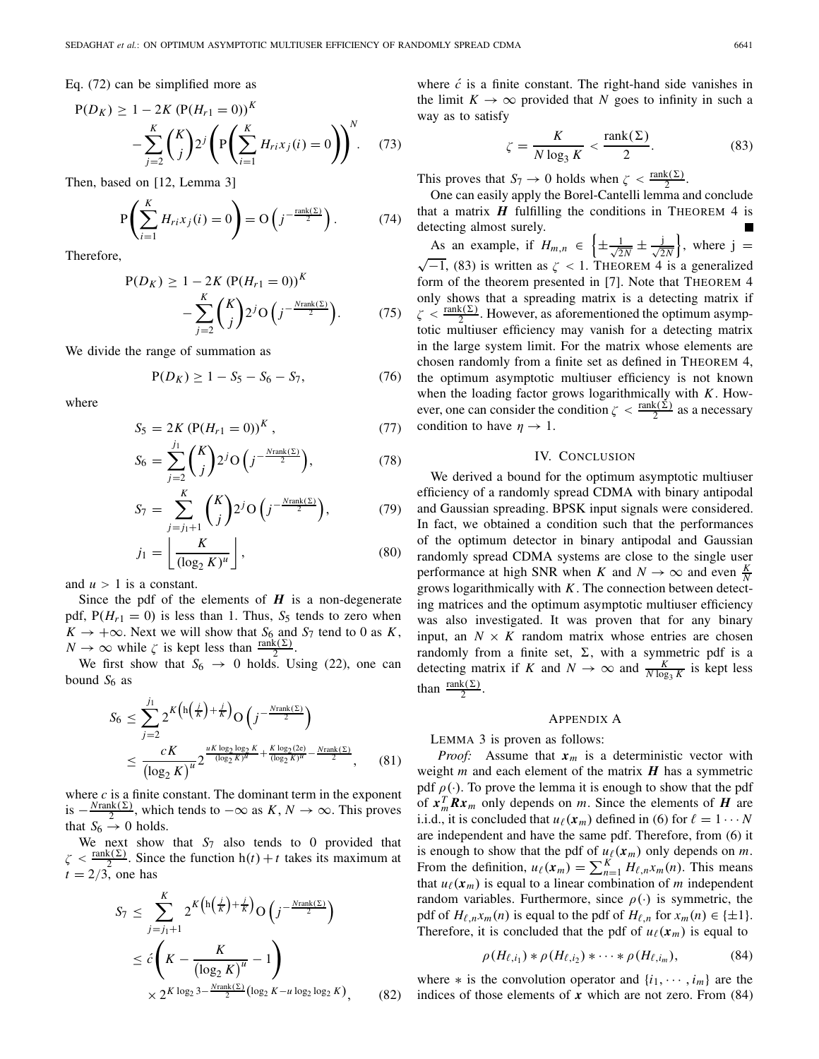Eq. (72) can be simplified more as

$$\mathrm{P}(D_K) \geq 1 - 2K\left(\mathrm{P}(H_{r1}=0)\right)^K - \sum_{j=2}^{K}\binom{K}{j}2^j\left(\mathrm{P}\left(\sum_{i=1}^{K}H_{ri}x_j(i)=0\right)\right)^N. \quad (73)$$

Then, based on [12, Lemma 3]

$$\mathrm{P}\left(\sum_{i=1}^{K}H_{ri}x_j(i)=0\right) = \mathrm{O}\left(j^{-\frac{\mathrm{rank}(\Sigma)}{2}}\right). \quad (74)$$

Therefore,

$$\mathrm{P}(D_K) \geq 1 - 2K\left(\mathrm{P}(H_{r1}=0)\right)^K - \sum_{j=2}^{K}\binom{K}{j}2^j\mathrm{O}\left(j^{-\frac{N\mathrm{rank}(\Sigma)}{2}}\right). \quad (75)$$

We divide the range of summation as

$$\mathrm{P}(D_K) \geq 1 - S_5 - S_6 - S_7, \quad (76)$$

where

$$S_5 = 2K\left(\mathrm{P}(H_{r1}=0)\right)^K, \quad (77)$$

$$S_6 = \sum_{j=2}^{j_1}\binom{K}{j}2^j\mathrm{O}\left(j^{-\frac{N\mathrm{rank}(\Sigma)}{2}}\right), \quad (78)$$

$$S_7 = \sum_{j=j_1+1}^{K}\binom{K}{j}2^j\mathrm{O}\left(j^{-\frac{N\mathrm{rank}(\Sigma)}{2}}\right), \quad (79)$$

$$j_1 = \left\lfloor \frac{K}{(\log_2 K)^u} \right\rfloor, \quad (80)$$

and $u > 1$ is a constant.

Since the pdf of the elements of $\boldsymbol{H}$ is a non-degenerate pdf, $\mathrm{P}(H_{r1}=0)$ is less than 1. Thus, $S_5$ tends to zero when $K \to +\infty$. Next we will show that $S_6$ and $S_7$ tend to 0 as $K$, $N \to \infty$ while $\zeta$ is kept less than $\frac{\mathrm{rank}(\Sigma)}{2}$.

We first show that $S_6 \to 0$ holds. Using (22), one can bound $S_6$ as

$$S_6 \leq \sum_{j=2}^{j_1}2^{K\left(\mathrm{h}\left(\frac{j}{K}\right)+\frac{j}{K}\right)}\mathrm{O}\left(j^{-\frac{N\mathrm{rank}(\Sigma)}{2}}\right) \leq \frac{cK}{\left(\log_2 K\right)^u}2^{\frac{uK\log_2\log_2 K}{(\log_2 K)^u}+\frac{K\log_2(2e)}{(\log_2 K)^u}-\frac{N\mathrm{rank}(\Sigma)}{2}}, \quad (81)$$

where $c$ is a finite constant. The dominant term in the exponent is $-\frac{N\mathrm{rank}(\Sigma)}{2}$, which tends to $-\infty$ as $K, N \to \infty$. This proves that $S_6 \to 0$ holds.

We next show that $S_7$ also tends to 0 provided that $\zeta < \frac{\mathrm{rank}(\Sigma)}{2}$. Since the function $\mathrm{h}(t)+t$ takes its maximum at $t = 2/3$, one has

$$S_7 \leq \sum_{j=j_1+1}^{K}2^{K\left(\mathrm{h}\left(\frac{j}{K}\right)+\frac{j}{K}\right)}\mathrm{O}\left(j^{-\frac{N\mathrm{rank}(\Sigma)}{2}}\right) \leq \acute{c}\left(K - \frac{K}{\left(\log_2 K\right)^u} - 1\right) \times 2^{K\log_2 3 - \frac{N\mathrm{rank}(\Sigma)}{2}\left(\log_2 K - u\log_2\log_2 K\right)}, \quad (82)$$

where $\acute{c}$ is a finite constant. The right-hand side vanishes in the limit $K \to \infty$ provided that $N$ goes to infinity in such a way as to satisfy

$$\zeta = \frac{K}{N\log_3 K} < \frac{\mathrm{rank}(\Sigma)}{2}. \quad (83)$$

This proves that $S_7 \to 0$ holds when $\zeta < \frac{\mathrm{rank}(\Sigma)}{2}$.

One can easily apply the Borel-Cantelli lemma and conclude that a matrix $\boldsymbol{H}$ fulfilling the conditions in THEOREM 4 is detecting almost surely. ■

As an example, if $H_{m,n} \in \left\{\pm\frac{1}{\sqrt{2N}} \pm \frac{\mathrm{j}}{\sqrt{2N}}\right\}$, where $\mathrm{j} = \sqrt{-1}$, (83) is written as $\zeta < 1$. THEOREM 4 is a generalized form of the theorem presented in [7]. Note that THEOREM 4 only shows that a spreading matrix is a detecting matrix if $\zeta < \frac{\mathrm{rank}(\Sigma)}{2}$. However, as aforementioned the optimum asymptotic multiuser efficiency may vanish for a detecting matrix in the large system limit. For the matrix whose elements are chosen randomly from a finite set as defined in THEOREM 4, the optimum asymptotic multiuser efficiency is not known when the loading factor grows logarithmically with $K$. However, one can consider the condition $\zeta < \frac{\mathrm{rank}(\Sigma)}{2}$ as a necessary condition to have $\eta \to 1$.

## IV. CONCLUSION

We derived a bound for the optimum asymptotic multiuser efficiency of a randomly spread CDMA with binary antipodal and Gaussian spreading. BPSK input signals were considered. In fact, we obtained a condition such that the performances of the optimum detector in binary antipodal and Gaussian randomly spread CDMA systems are close to the single user performance at high SNR when $K$ and $N \to \infty$ and even $\frac{K}{N}$ grows logarithmically with $K$. The connection between detecting matrices and the optimum asymptotic multiuser efficiency was also investigated. It was proven that for any binary input, an $N \times K$ random matrix whose entries are chosen randomly from a finite set, $\Sigma$, with a symmetric pdf is a detecting matrix if $K$ and $N \to \infty$ and $\frac{K}{N\log_3 K}$ is kept less than $\frac{\mathrm{rank}(\Sigma)}{2}$.

## APPENDIX A

LEMMA 3 is proven as follows:

*Proof:* Assume that $\boldsymbol{x}_m$ is a deterministic vector with weight $m$ and each element of the matrix $\boldsymbol{H}$ has a symmetric pdf $\rho(\cdot)$. To prove the lemma it is enough to show that the pdf of $\boldsymbol{x}_m^T\boldsymbol{R}\boldsymbol{x}_m$ only depends on $m$. Since the elements of $\boldsymbol{H}$ are i.i.d., it is concluded that $u_\ell(\boldsymbol{x}_m)$ defined in (6) for $\ell = 1\cdots N$ are independent and have the same pdf. Therefore, from (6) it is enough to show that the pdf of $u_\ell(\boldsymbol{x}_m)$ only depends on $m$. From the definition, $u_\ell(\boldsymbol{x}_m) = \sum_{n=1}^{K}H_{\ell,n}x_m(n)$. This means that $u_\ell(\boldsymbol{x}_m)$ is equal to a linear combination of $m$ independent random variables. Furthermore, since $\rho(\cdot)$ is symmetric, the pdf of $H_{\ell,n}x_m(n)$ is equal to the pdf of $H_{\ell,n}$ for $x_m(n) \in \{\pm 1\}$. Therefore, it is concluded that the pdf of $u_\ell(\boldsymbol{x}_m)$ is equal to

$$\rho(H_{\ell,i_1}) * \rho(H_{\ell,i_2}) * \cdots * \rho(H_{\ell,i_m}), \quad (84)$$

where $*$ is the convolution operator and $\{i_1, \cdots, i_m\}$ are the indices of those elements of $\boldsymbol{x}$ which are not zero. From (84)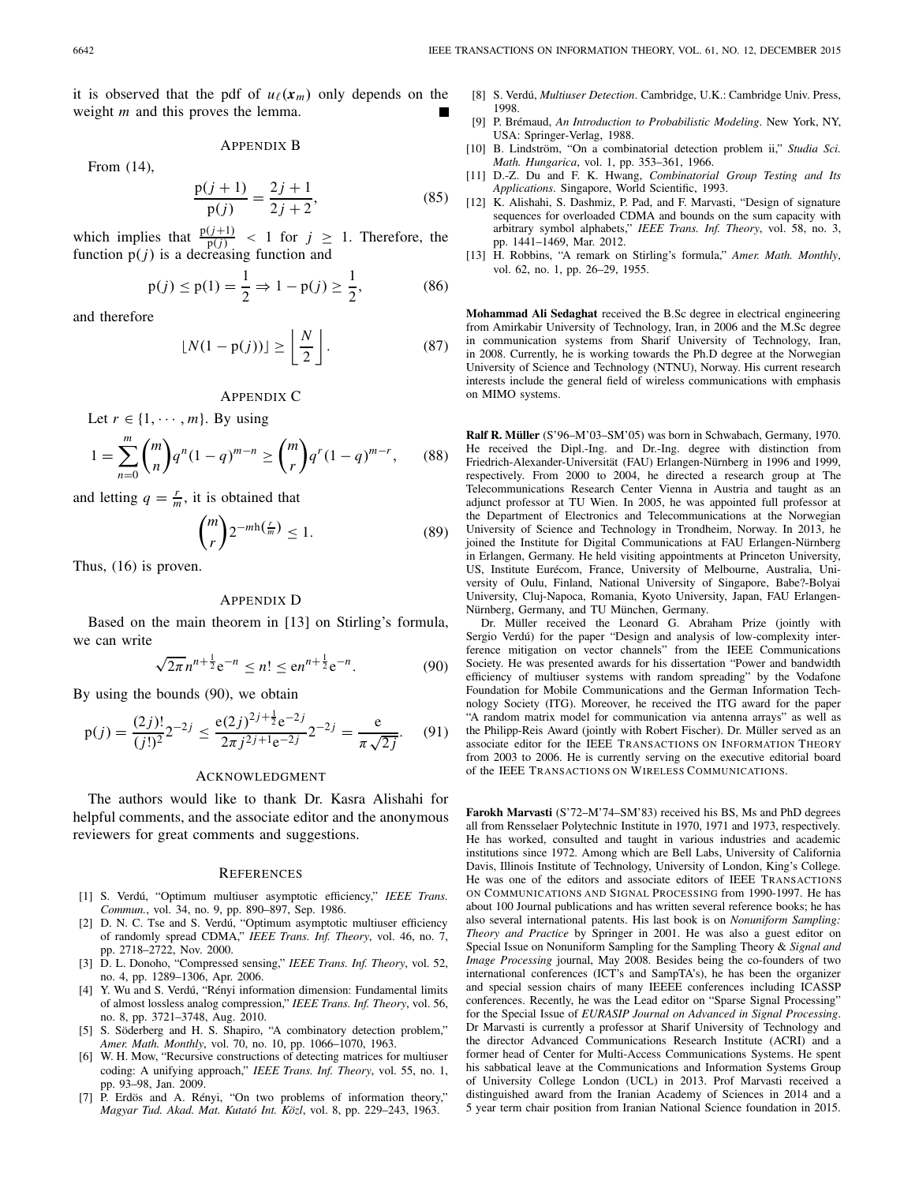it is observed that the pdf of $u_\ell(\boldsymbol{x}_m)$ only depends on the weight $m$ and this proves the lemma. ∎

## Appendix B

From (14),

$$\frac{\mathrm{p}(j+1)}{\mathrm{p}(j)} = \frac{2j+1}{2j+2}, \tag{85}$$

which implies that $\frac{\mathrm{p}(j+1)}{\mathrm{p}(j)} < 1$ for $j \geq 1$. Therefore, the function $\mathrm{p}(j)$ is a decreasing function and

$$\mathrm{p}(j) \leq \mathrm{p}(1) = \frac{1}{2} \Rightarrow 1 - \mathrm{p}(j) \geq \frac{1}{2}, \tag{86}$$

and therefore

$$\lfloor N(1 - \mathrm{p}(j)) \rfloor \geq \left\lfloor \frac{N}{2} \right\rfloor. \tag{87}$$

## Appendix C

Let $r \in \{1, \cdots, m\}$. By using

$$1 = \sum_{n=0}^{m} \binom{m}{n} q^n (1-q)^{m-n} \geq \binom{m}{r} q^r (1-q)^{m-r}, \tag{88}$$

and letting $q = \frac{r}{m}$, it is obtained that

$$\binom{m}{r} 2^{-m\mathrm{h}\left(\frac{r}{m}\right)} \leq 1. \tag{89}$$

Thus, (16) is proven.

## Appendix D

Based on the main theorem in [13] on Stirling's formula, we can write

$$\sqrt{2\pi} n^{n+\frac{1}{2}} \mathrm{e}^{-n} \leq n! \leq \mathrm{e} n^{n+\frac{1}{2}} \mathrm{e}^{-n}. \tag{90}$$

By using the bounds (90), we obtain

$$\mathrm{p}(j) = \frac{(2j)!}{(j!)^2} 2^{-2j} \leq \frac{\mathrm{e}(2j)^{2j+\frac{1}{2}} \mathrm{e}^{-2j}}{2\pi j^{2j+1} \mathrm{e}^{-2j}} 2^{-2j} = \frac{\mathrm{e}}{\pi\sqrt{2j}}. \tag{91}$$

## Acknowledgment

The authors would like to thank Dr. Kasra Alishahi for helpful comments, and the associate editor and the anonymous reviewers for great comments and suggestions.

## References

[1] S. Verdú, "Optimum multiuser asymptotic efficiency," *IEEE Trans. Commun.*, vol. 34, no. 9, pp. 890–897, Sep. 1986.

[2] D. N. C. Tse and S. Verdú, "Optimum asymptotic multiuser efficiency of randomly spread CDMA," *IEEE Trans. Inf. Theory*, vol. 46, no. 7, pp. 2718–2722, Nov. 2000.

[3] D. L. Donoho, "Compressed sensing," *IEEE Trans. Inf. Theory*, vol. 52, no. 4, pp. 1289–1306, Apr. 2006.

[4] Y. Wu and S. Verdú, "Rényi information dimension: Fundamental limits of almost lossless analog compression," *IEEE Trans. Inf. Theory*, vol. 56, no. 8, pp. 3721–3748, Aug. 2010.

[5] S. Söderberg and H. S. Shapiro, "A combinatory detection problem," *Amer. Math. Monthly*, vol. 70, no. 10, pp. 1066–1070, 1963.

[6] W. H. Mow, "Recursive constructions of detecting matrices for multiuser coding: A unifying approach," *IEEE Trans. Inf. Theory*, vol. 55, no. 1, pp. 93–98, Jan. 2009.

[7] P. Erdös and A. Rényi, "On two problems of information theory," *Magyar Tud. Akad. Mat. Kutató Int. Közl*, vol. 8, pp. 229–243, 1963.

[8] S. Verdú, *Multiuser Detection*. Cambridge, U.K.: Cambridge Univ. Press, 1998.

[9] P. Brémaud, *An Introduction to Probabilistic Modeling*. New York, NY, USA: Springer-Verlag, 1988.

[10] B. Lindström, "On a combinatorial detection problem ii," *Studia Sci. Math. Hungarica*, vol. 1, pp. 353–361, 1966.

[11] D.-Z. Du and F. K. Hwang, *Combinatorial Group Testing and Its Applications*. Singapore, World Scientific, 1993.

[12] K. Alishahi, S. Dashmiz, P. Pad, and F. Marvasti, "Design of signature sequences for overloaded CDMA and bounds on the sum capacity with arbitrary symbol alphabets," *IEEE Trans. Inf. Theory*, vol. 58, no. 3, pp. 1441–1469, Mar. 2012.

[13] H. Robbins, "A remark on Stirling's formula," *Amer. Math. Monthly*, vol. 62, no. 1, pp. 26–29, 1955.

**Mohammad Ali Sedaghat** received the B.Sc degree in electrical engineering from Amirkabir University of Technology, Iran, in 2006 and the M.Sc degree in communication systems from Sharif University of Technology, Iran, in 2008. Currently, he is working towards the Ph.D degree at the Norwegian University of Science and Technology (NTNU), Norway. His current research interests include the general field of wireless communications with emphasis on MIMO systems.

**Ralf R. Müller** (S'96–M'03–SM'05) was born in Schwabach, Germany, 1970. He received the Dipl.-Ing. and Dr.-Ing. degree with distinction from Friedrich-Alexander-Universität (FAU) Erlangen-Nürnberg in 1996 and 1999, respectively. From 2000 to 2004, he directed a research group at The Telecommunications Research Center Vienna in Austria and taught as an adjunct professor at TU Wien. In 2005, he was appointed full professor at the Department of Electronics and Telecommunications at the Norwegian University of Science and Technology in Trondheim, Norway. In 2013, he joined the Institute for Digital Communications at FAU Erlangen-Nürnberg in Erlangen, Germany. He held visiting appointments at Princeton University, US, Institute Eurécom, France, University of Melbourne, Australia, University of Oulu, Finland, National University of Singapore, Babe?-Bolyai University, Cluj-Napoca, Romania, Kyoto University, Japan, FAU Erlangen-Nürnberg, Germany, and TU München, Germany.

Dr. Müller received the Leonard G. Abraham Prize (jointly with Sergio Verdú) for the paper "Design and analysis of low-complexity interference mitigation on vector channels" from the IEEE Communications Society. He was presented awards for his dissertation "Power and bandwidth efficiency of multiuser systems with random spreading" by the Vodafone Foundation for Mobile Communications and the German Information Technology Society (ITG). Moreover, he received the ITG award for the paper "A random matrix model for communication via antenna arrays" as well as the Philipp-Reis Award (jointly with Robert Fischer). Dr. Müller served as an associate editor for the IEEE Transactions on Information Theory from 2003 to 2006. He is currently serving on the executive editorial board of the IEEE Transactions on Wireless Communications.

**Farokh Marvasti** (S'72–M'74–SM'83) received his BS, Ms and PhD degrees all from Rensselaer Polytechnic Institute in 1970, 1971 and 1973, respectively. He has worked, consulted and taught in various industries and academic institutions since 1972. Among which are Bell Labs, University of California Davis, Illinois Institute of Technology, University of London, King's College. He was one of the editors and associate editors of IEEE Transactions on Communications and Signal Processing from 1990-1997. He has about 100 Journal publications and has written several reference books; he has also several international patents. His last book is on *Nonuniform Sampling: Theory and Practice* by Springer in 2001. He was also a guest editor on Special Issue on Nonuniform Sampling for the Sampling Theory & *Signal and Image Processing* journal, May 2008. Besides being the co-founders of two international conferences (ICT's and SampTA's), he has been the organizer and special session chairs of many IEEEE conferences including ICASSP conferences. Recently, he was the Lead editor on "Sparse Signal Processing" for the Special Issue of *EURASIP Journal on Advanced in Signal Processing*. Dr Marvasti is currently a professor at Sharif University of Technology and the director Advanced Communications Research Institute (ACRI) and a former head of Center for Multi-Access Communications Systems. He spent his sabbatical leave at the Communications and Information Systems Group of University College London (UCL) in 2013. Prof Marvasti received a distinguished award from the Iranian Academy of Sciences in 2014 and a 5 year term chair position from Iranian National Science foundation in 2015.